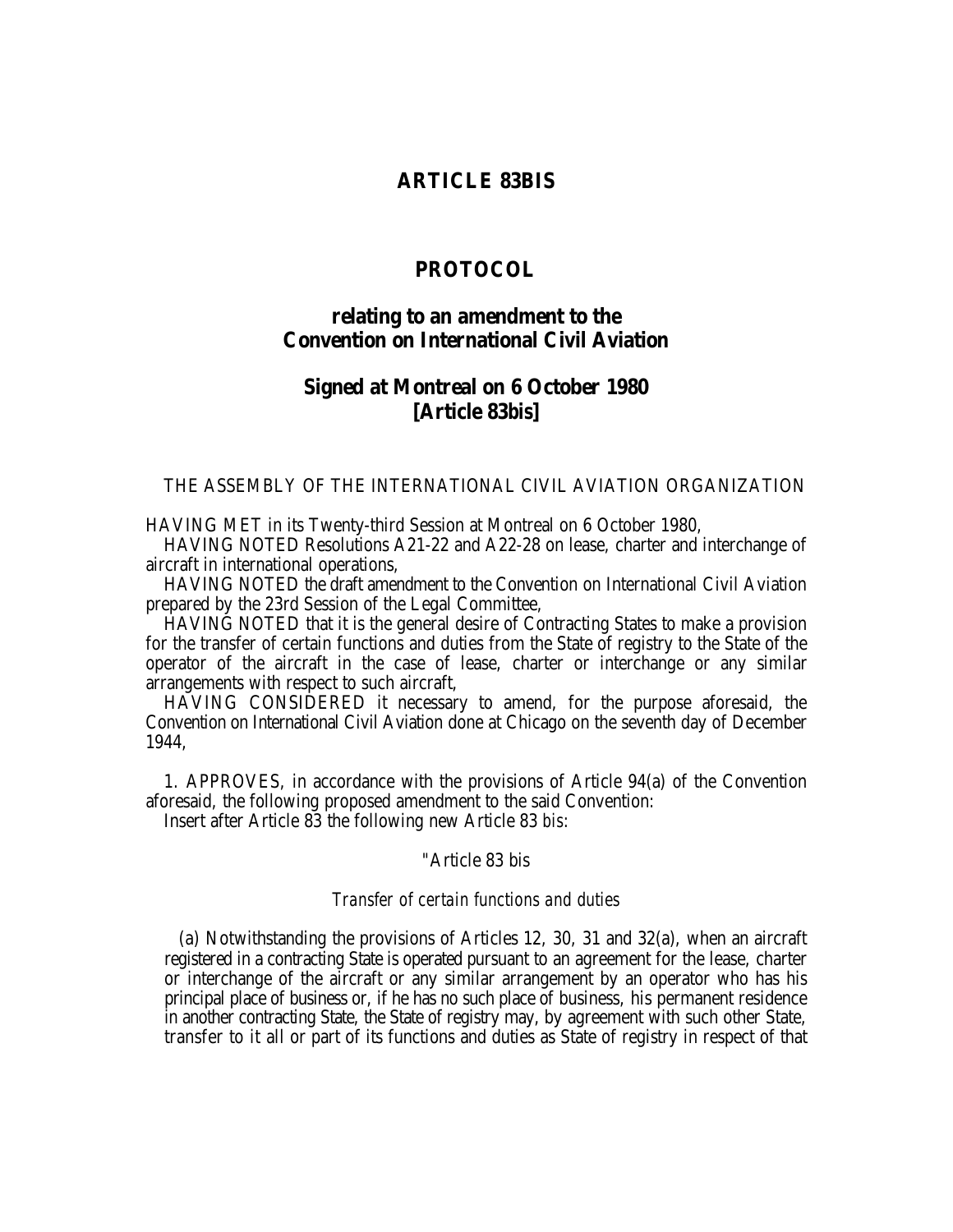# ARTICLE 83BIS

## PROTOCOL

### relating to an amendment to the Convention on International Civil Aviation

### Signed at Montreal on 6 October 1980 [Article 83bis]

THE ASSEMBLY OF THE INTERNATIONAL CIVIL AVIATION ORGANIZATION

HAVING MET in its Twenty-third Session at Montreal on 6 October 1980,

HAVING NOTED Resolutions A21-22 and A22-28 on lease, charter and interchange of aircraft in international operations,

HAVING NOTED the draft amendment to the Convention on International Civil Aviation prepared by the 23rd Session of the Legal Committee,

HAVING NOTED that it is the general desire of Contracting States to make a provision for the transfer of certain functions and duties from the State of registry to the State of the operator of the aircraft in the case of lease, charter or interchange or any similar arrangements with respect to such aircraft,

HAVING CONSIDERED it necessary to amend, for the purpose aforesaid, the Convention on International Civil Aviation done at Chicago on the seventh day of December 1944,

1. APPROVES, in accordance with the provisions of Article 94(a) of the Convention aforesaid, the following proposed amendment to the said Convention:

Insert after Article 83 the following new Article 83 *bis*:

"Article 83 bis

*Transfer of certain functions and duties*

(a) Notwithstanding the provisions of Articles 12, 30, 31 and 32(a), when an aircraft registered in a contracting State is operated pursuant to an agreement for the lease, charter or interchange of the aircraft or any similar arrangement by an operator who has his principal place of business or, if he has no such place of business, his permanent residence in another contracting State, the State of registry may, by agreement with such other State, transfer to it all or part of its functions and duties as State of registry in respect of that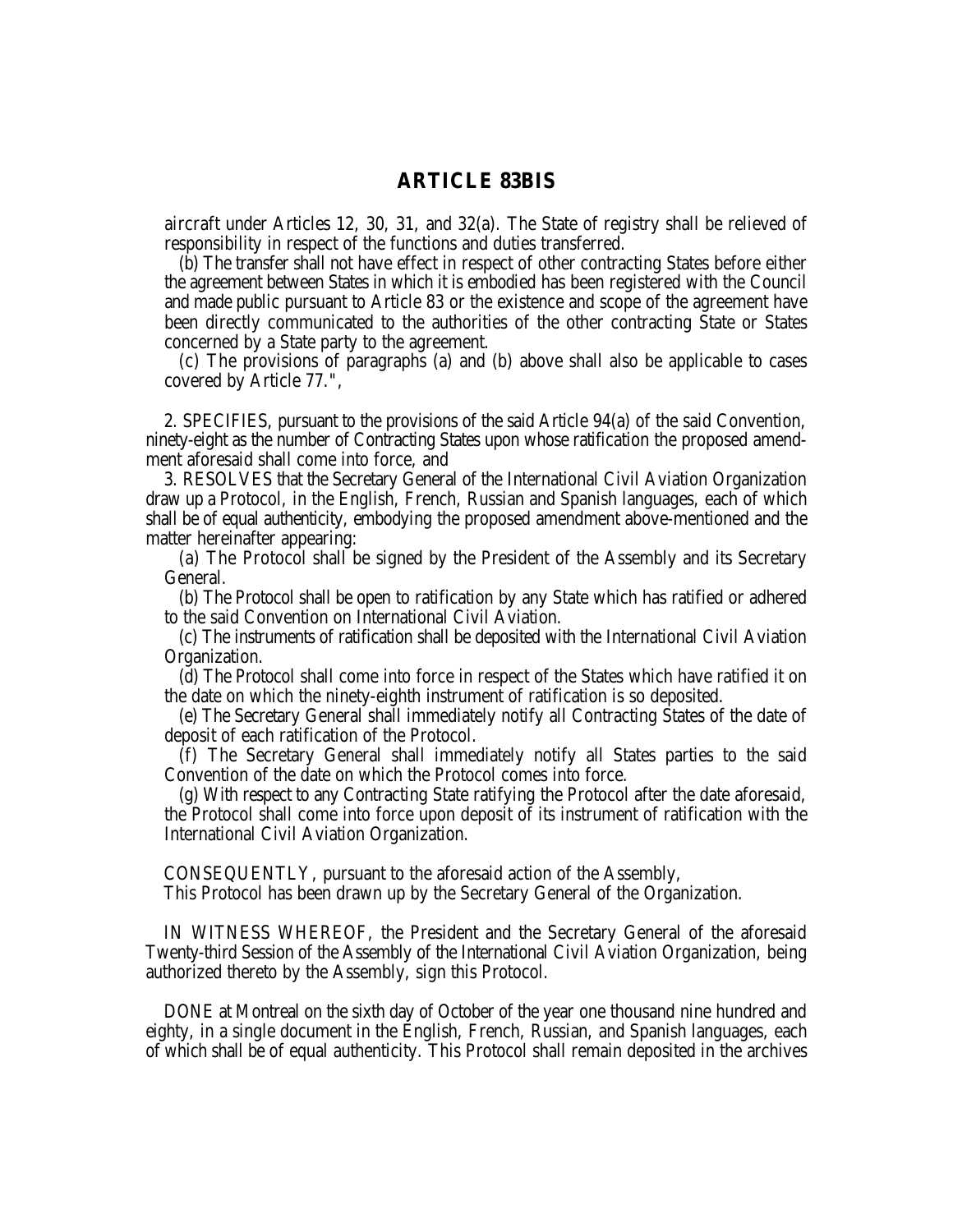## ARTICLE 83BIS

aircraft under Articles 12, 30, 31, and 32(a). The State of registry shall be relieved of responsibility in respect of the functions and duties transferred.

(b) The transfer shall not have effect in respect of other contracting States before either the agreement between States in which it is embodied has been registered with the Council and made public pursuant to Article 83 or the existence and scope of the agreement have been directly communicated to the authorities of the other contracting State or States concerned by a State party to the agreement.

(c) The provisions of paragraphs (a) and (b) above shall also be applicable to cases covered by Article 77.",

2. SPECIFIES, pursuant to the provisions of the said Article 94(a) of the said Convention, ninety-eight as the number of Contracting States upon whose ratification the proposed amendment aforesaid shall come into force, and

3. RESOLVES that the Secretary General of the International Civil Aviation Organization draw up a Protocol, in the English, French, Russian and Spanish languages, each of which shall be of equal authenticity, embodying the proposed amendment above-mentioned and the matter hereinafter appearing:

(a) The Protocol shall be signed by the President of the Assembly and its Secretary General.

(b) The Protocol shall be open to ratification by any State which has ratified or adhered to the said Convention on International Civil Aviation.

(c) The instruments of ratification shall be deposited with the International Civil Aviation Organization.

(d) The Protocol shall come into force in respect of the States which have ratified it on the date on which the ninety-eighth instrument of ratification is so deposited.

(e) The Secretary General shall immediately notify all Contracting States of the date of deposit of each ratification of the Protocol.

(f) The Secretary General shall immediately notify all States parties to the said Convention of the date on which the Protocol comes into force.

(g) With respect to any Contracting State ratifying the Protocol after the date aforesaid, the Protocol shall come into force upon deposit of its instrument of ratification with the International Civil Aviation Organization.

CONSEQUENTLY, pursuant to the aforesaid action of the Assembly,

This Protocol has been drawn up by the Secretary General of the Organization.

IN WITNESS WHEREOF, the President and the Secretary General of the aforesaid Twenty-third Session of the Assembly of the International Civil Aviation Organization, being authorized thereto by the Assembly, sign this Protocol.

DONE at Montreal on the sixth day of October of the year one thousand nine hundred and eighty, in a single document in the English, French, Russian, and Spanish languages, each of which shall be of equal authenticity. This Protocol shall remain deposited in the archives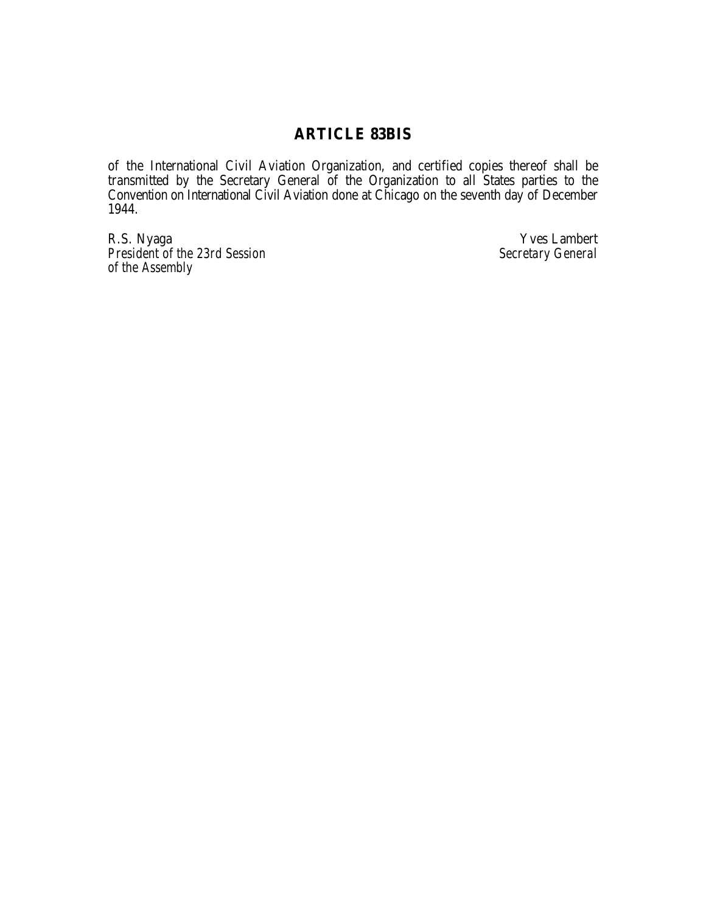# ARTICLE 83BIS

of the International Civil Aviation Organization, and certified copies thereof shall be transmitted by the Secretary General of the Organization to all States parties to the Convention on International Civil Aviation done at Chicago on the seventh day of December 1944.

| | |
|---|---|
| R.S. Nyaga | Yves Lambert |
| *President of the 23rd Session of the Assembly* | *Secretary General* |